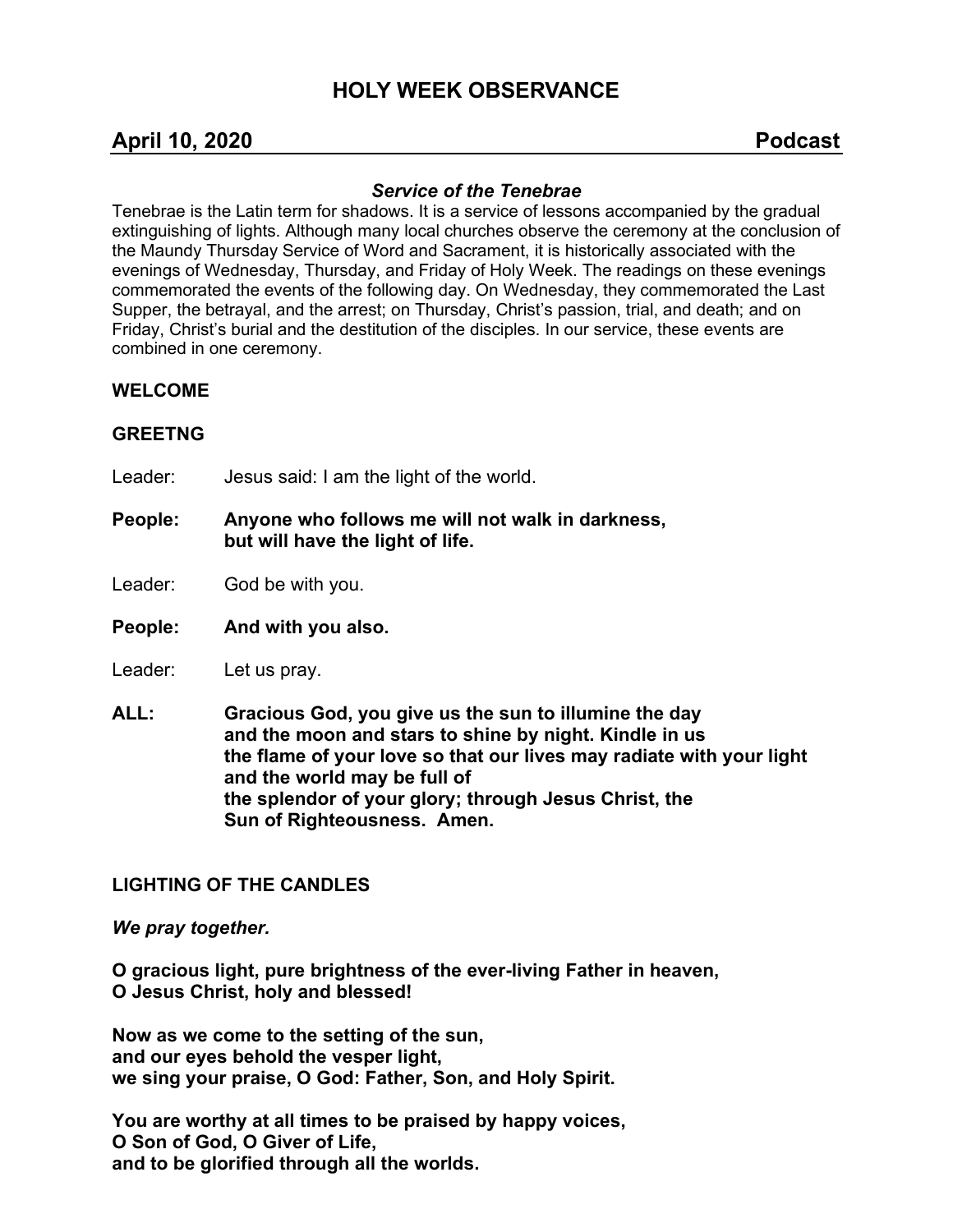# HOLY WEEK OBSERVANCE

## April 10, 2020 Podcast

### *Service of the Tenebrae*

Tenebrae is the Latin term for shadows. It is a service of lessons accompanied by the gradual extinguishing of lights. Although many local churches observe the ceremony at the conclusion of the Maundy Thursday Service of Word and Sacrament, it is historically associated with the evenings of Wednesday, Thursday, and Friday of Holy Week. The readings on these evenings commemorated the events of the following day. On Wednesday, they commemorated the Last Supper, the betrayal, and the arrest; on Thursday, Christ's passion, trial, and death; and on Friday, Christ's burial and the destitution of the disciples. In our service, these events are combined in one ceremony.

**WELCOME**

**GREETNG**

Leader: Jesus said: I am the light of the world.

**People: Anyone who follows me will not walk in darkness,
but will have the light of life.**

Leader: God be with you.

**People: And with you also.**

Leader: Let us pray.

**ALL: Gracious God, you give us the sun to illumine the day
and the moon and stars to shine by night. Kindle in us
the flame of your love so that our lives may radiate with your light
and the world may be full of
the splendor of your glory; through Jesus Christ, the
Sun of Righteousness. Amen.**

**LIGHTING OF THE CANDLES**

***We pray together.***

**O gracious light, pure brightness of the ever-living Father in heaven,
O Jesus Christ, holy and blessed!**

**Now as we come to the setting of the sun,
and our eyes behold the vesper light,
we sing your praise, O God: Father, Son, and Holy Spirit.**

**You are worthy at all times to be praised by happy voices,
O Son of God, O Giver of Life,
and to be glorified through all the worlds.**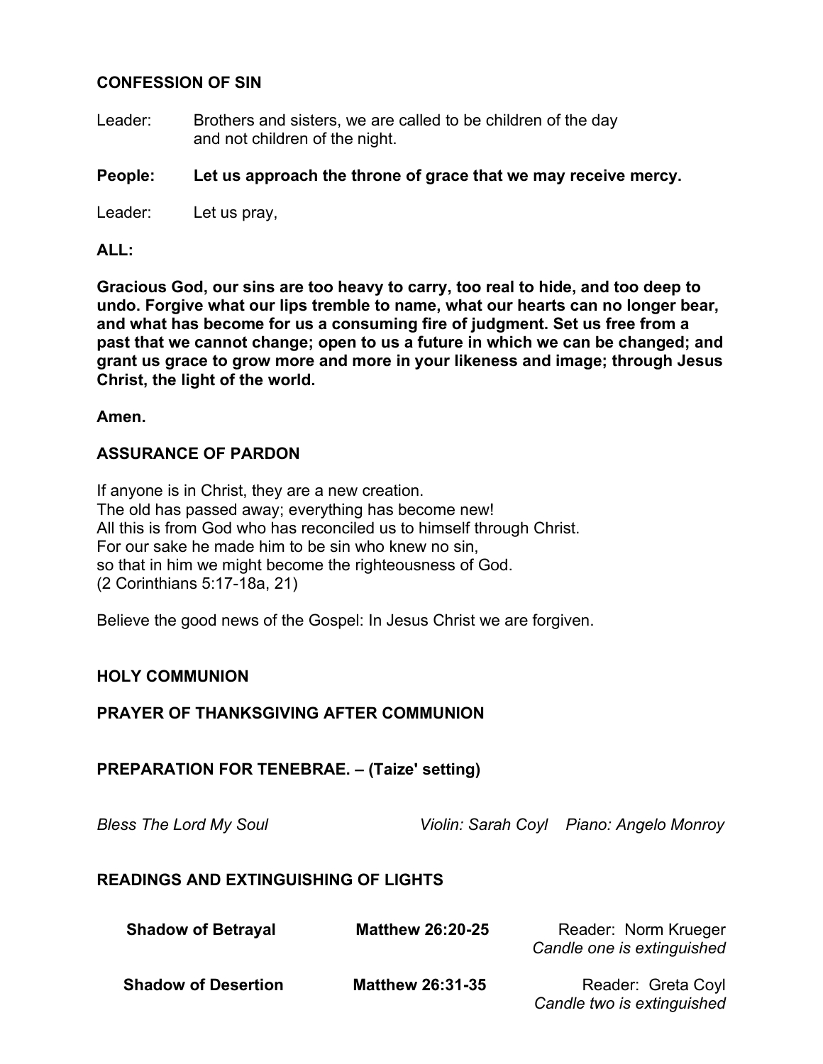**CONFESSION OF SIN**

Leader: Brothers and sisters, we are called to be children of the day and not children of the night.

**People: Let us approach the throne of grace that we may receive mercy.**

Leader: Let us pray,

**ALL:**

**Gracious God, our sins are too heavy to carry, too real to hide, and too deep to undo. Forgive what our lips tremble to name, what our hearts can no longer bear, and what has become for us a consuming fire of judgment. Set us free from a past that we cannot change; open to us a future in which we can be changed; and grant us grace to grow more and more in your likeness and image; through Jesus Christ, the light of the world.**

**Amen.**

**ASSURANCE OF PARDON**

If anyone is in Christ, they are a new creation.
The old has passed away; everything has become new!
All this is from God who has reconciled us to himself through Christ.
For our sake he made him to be sin who knew no sin,
so that in him we might become the righteousness of God.
(2 Corinthians 5:17-18a, 21)

Believe the good news of the Gospel: In Jesus Christ we are forgiven.

**HOLY COMMUNION**

**PRAYER OF THANKSGIVING AFTER COMMUNION**

**PREPARATION FOR TENEBRAE. – (Taize' setting)**

*Bless The Lord My Soul* *Violin: Sarah Coyl Piano: Angelo Monroy*

**READINGS AND EXTINGUISHING OF LIGHTS**

| | | |
|---|---|---|
| **Shadow of Betrayal** | **Matthew 26:20-25** | Reader: Norm Krueger<br>*Candle one is extinguished* |
| **Shadow of Desertion** | **Matthew 26:31-35** | Reader: Greta Coyl<br>*Candle two is extinguished* |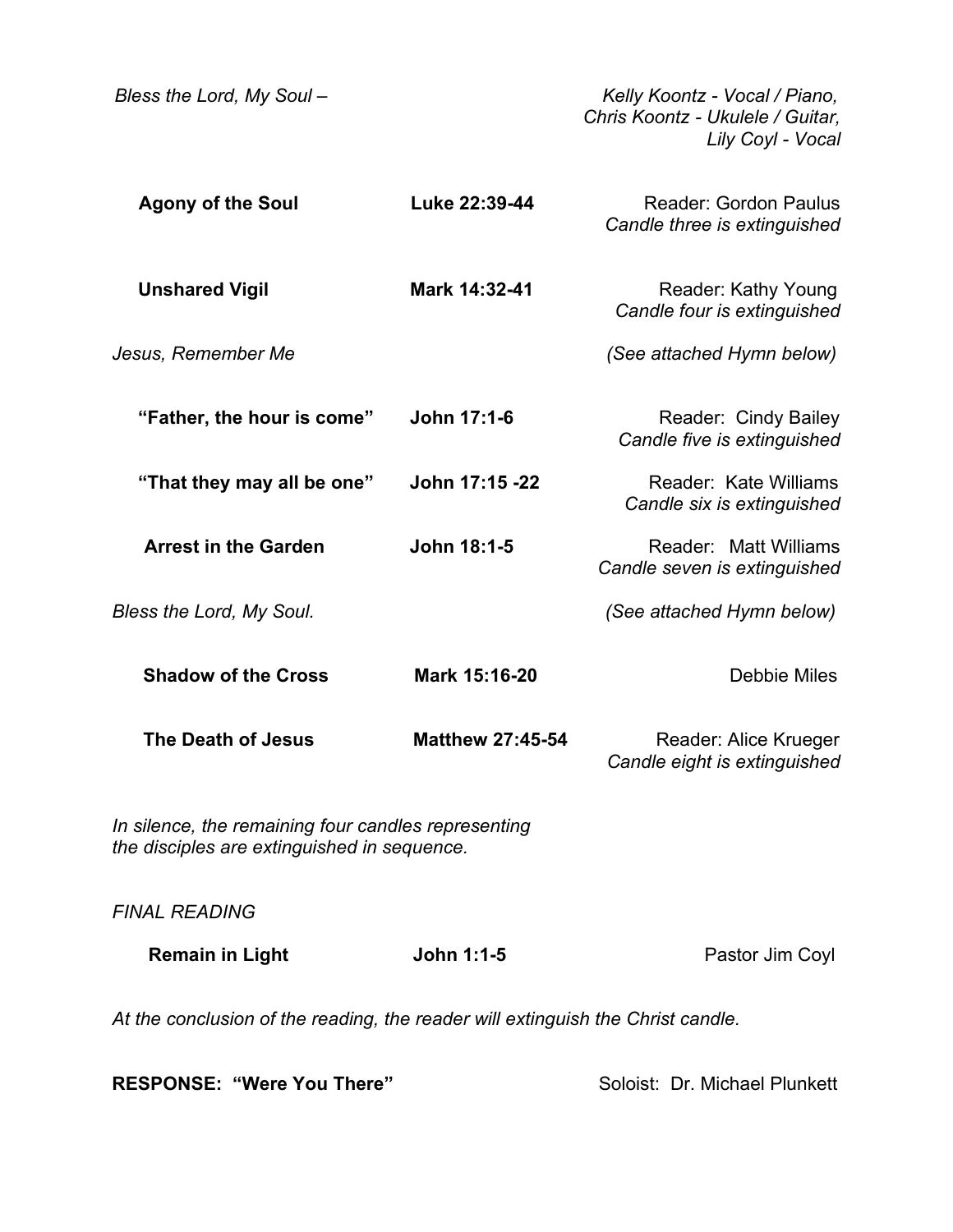*Bless the Lord, My Soul –* *Kelly Koontz - Vocal / Piano, Chris Koontz - Ukulele / Guitar, Lily Coyl - Vocal*

| | | |
|---|---|---|
| **Agony of the Soul** | **Luke 22:39-44** | Reader: Gordon Paulus<br>*Candle three is extinguished* |
| **Unshared Vigil** | **Mark 14:32-41** | Reader: Kathy Young<br>*Candle four is extinguished* |
| *Jesus, Remember Me* | | *(See attached Hymn below)* |
| **"Father, the hour is come"** | **John 17:1-6** | Reader: Cindy Bailey<br>*Candle five is extinguished* |
| **"That they may all be one"** | **John 17:15 -22** | Reader: Kate Williams<br>*Candle six is extinguished* |
| **Arrest in the Garden** | **John 18:1-5** | Reader: Matt Williams<br>*Candle seven is extinguished* |
| *Bless the Lord, My Soul.* | | *(See attached Hymn below)* |
| **Shadow of the Cross** | **Mark 15:16-20** | Debbie Miles |
| **The Death of Jesus** | **Matthew 27:45-54** | Reader: Alice Krueger<br>*Candle eight is extinguished* |

*In silence, the remaining four candles representing the disciples are extinguished in sequence.*

*FINAL READING*

| | | |
|---|---|---|
| **Remain in Light** | **John 1:1-5** | Pastor Jim Coyl |

*At the conclusion of the reading, the reader will extinguish the Christ candle.*

**RESPONSE: "Were You There"** Soloist: Dr. Michael Plunkett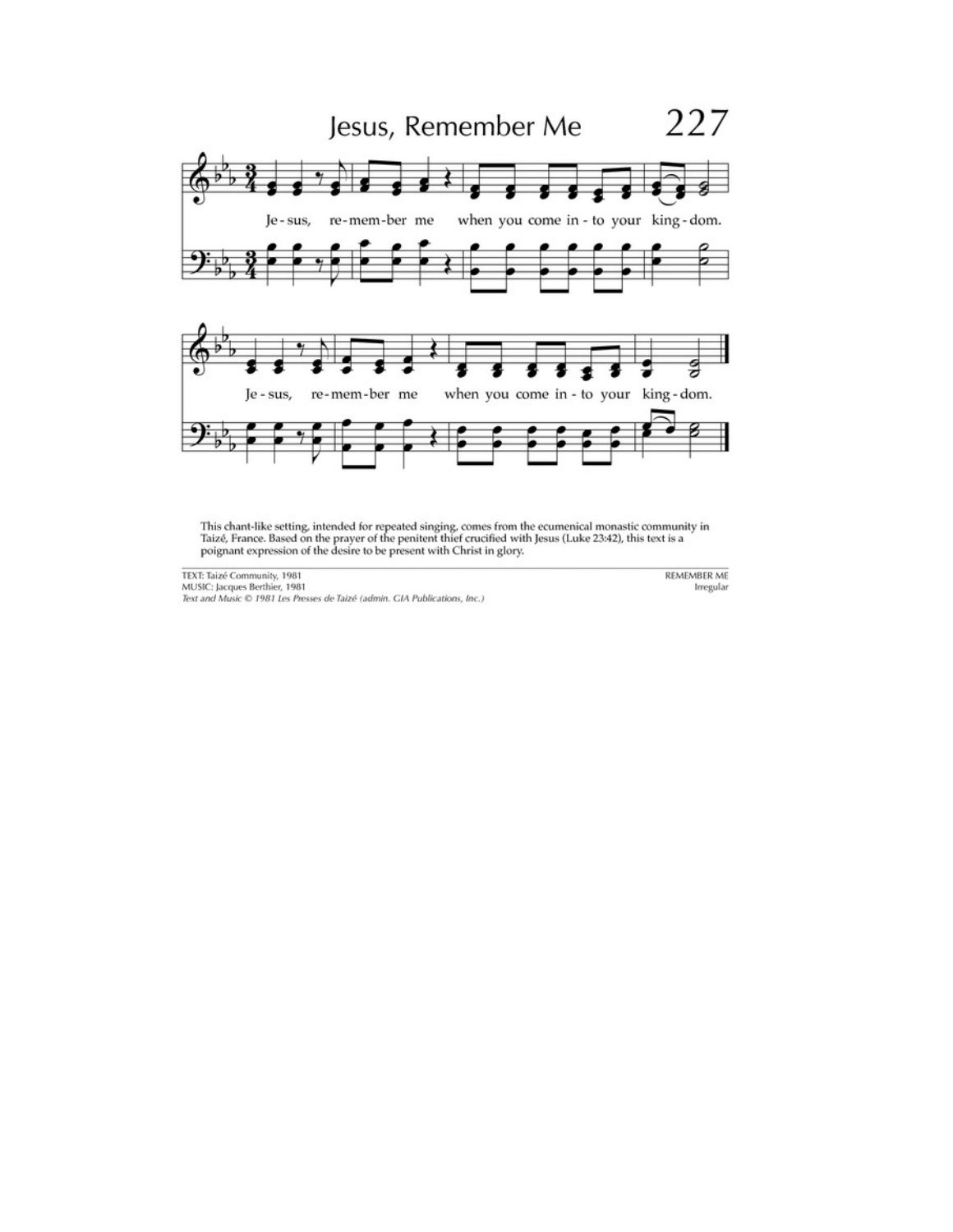# Jesus, Remember Me

227

Je - sus, re - mem - ber me when you come in - to your king - dom.

Je - sus, re - mem - ber me when you come in - to your king - dom.

This chant-like setting, intended for repeated singing, comes from the ecumenical monastic community in Taizé, France. Based on the prayer of the penitent thief crucified with Jesus (Luke 23:42), this text is a poignant expression of the desire to be present with Christ in glory.

TEXT: Taizé Community, 1981
MUSIC: Jacques Berthier, 1981
*Text and Music © 1981 Les Presses de Taizé (admin. GIA Publications, Inc.)*

REMEMBER ME
Irregular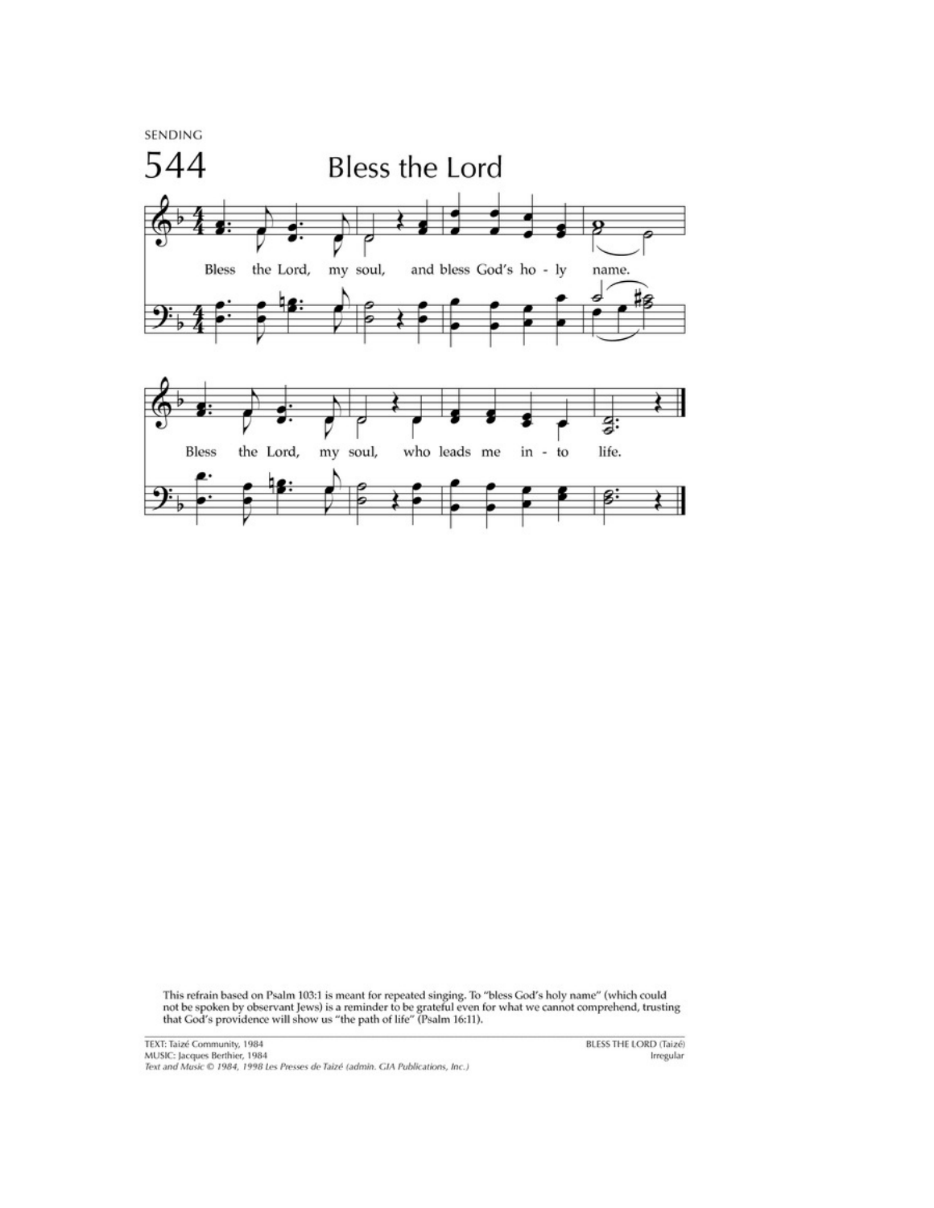SENDING

# 544 Bless the Lord

Bless the Lord, my soul, and bless God's ho - ly name.

Bless the Lord, my soul, who leads me in - to life.

This refrain based on Psalm 103:1 is meant for repeated singing. To "bless God's holy name" (which could not be spoken by observant Jews) is a reminder to be grateful even for what we cannot comprehend, trusting that God's providence will show us "the path of life" (Psalm 16:11).

TEXT: Taizé Community, 1984
MUSIC: Jacques Berthier, 1984
*Text and Music © 1984, 1998 Les Presses de Taizé (admin. GIA Publications, Inc.)*

BLESS THE LORD (Taizé)
Irregular